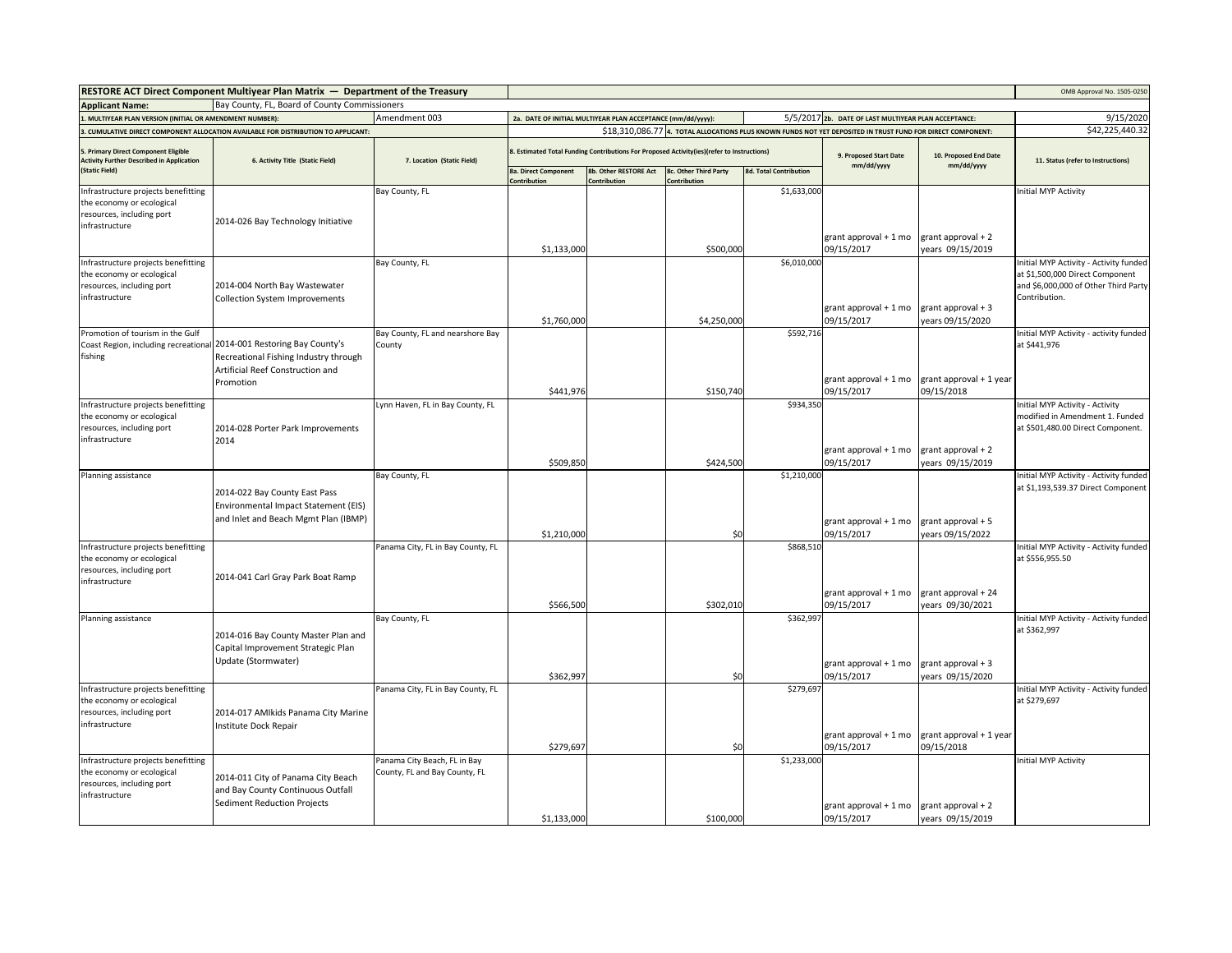## RESTORE ACT Direct Component Multiyear Plan Matrix — Department of the Treasury

OMB Approval No. 1505-0250

**Applicant Name:** Bay County, FL, Board of County Commissioners

**1. MULTIYEAR PLAN VERSION (INITIAL OR AMENDMENT NUMBER):** Amendment 003

**2a. DATE OF INITIAL MULTIYEAR PLAN ACCEPTANCE (mm/dd/yyyy):** 5/5/2017

**2b. DATE OF LAST MULTIYEAR PLAN ACCEPTANCE:** 9/15/2020

**3. CUMULATIVE DIRECT COMPONENT ALLOCATION AVAILABLE FOR DISTRIBUTION TO APPLICANT:** $18,310,086.77

**4. TOTAL ALLOCATIONS PLUS KNOWN FUNDS NOT YET DEPOSITED IN TRUST FUND FOR DIRECT COMPONENT:** $42,225,440.32

| 5. Primary Direct Component Eligible Activity Further Described in Application (Static Field) | 6. Activity Title (Static Field) | 7. Location (Static Field) | 8. Estimated Total Funding Contributions For Proposed Activity(ies)(refer to Instructions) | | | | 9. Proposed Start Date mm/dd/yyyy | 10. Proposed End Date mm/dd/yyyy | 11. Status (refer to Instructions) |
|---|---|---|---|---|---|---|---|---|---|
| | | | 8a. Direct Component Contribution | 8b. Other RESTORE Act Contribution | 8c. Other Third Party Contribution | 8d. Total Contribution | | | |
| Infrastructure projects benefitting the economy or ecological resources, including port infrastructure | 2014-026 Bay Technology Initiative | Bay County, FL | $1,133,000 | | $500,000 | $1,633,000 | grant approval + 1 mo 09/15/2017 | grant approval + 2 years 09/15/2019 | Initial MYP Activity |
| Infrastructure projects benefitting the economy or ecological resources, including port infrastructure | 2014-004 North Bay Wastewater Collection System Improvements | Bay County, FL | $1,760,000 | | $4,250,000 | $6,010,000 | grant approval + 1 mo 09/15/2017 | grant approval + 3 years 09/15/2020 | Initial MYP Activity - Activity funded at $1,500,000 Direct Component and $6,000,000 of Other Third Party Contribution. |
| Promotion of tourism in the Gulf Coast Region, including recreational fishing | 2014-001 Restoring Bay County's Recreational Fishing Industry through Artificial Reef Construction and Promotion | Bay County, FL and nearshore Bay County | $441,976 | | $150,740 | $592,716 | grant approval + 1 mo 09/15/2017 | grant approval + 1 year 09/15/2018 | Initial MYP Activity - activity funded at $441,976 |
| Infrastructure projects benefitting the economy or ecological resources, including port infrastructure | 2014-028 Porter Park Improvements 2014 | Lynn Haven, FL in Bay County, FL | $509,850 | | $424,500 | $934,350 | grant approval + 1 mo 09/15/2017 | grant approval + 2 years 09/15/2019 | Initial MYP Activity - Activity modified in Amendment 1. Funded at $501,480.00 Direct Component. |
| Planning assistance | 2014-022 Bay County East Pass Environmental Impact Statement (EIS) and Inlet and Beach Mgmt Plan (IBMP) | Bay County, FL | $1,210,000 | | $0 | $1,210,000 | grant approval + 1 mo 09/15/2017 | grant approval + 5 years 09/15/2022 | Initial MYP Activity - Activity funded at $1,193,539.37 Direct Component |
| Infrastructure projects benefitting the economy or ecological resources, including port infrastructure | 2014-041 Carl Gray Park Boat Ramp | Panama City, FL in Bay County, FL | $566,500 | | $302,010 | $868,510 | grant approval + 1 mo 09/15/2017 | grant approval + 24 years 09/30/2021 | Initial MYP Activity - Activity funded at $556,955.50 |
| Planning assistance | 2014-016 Bay County Master Plan and Capital Improvement Strategic Plan Update (Stormwater) | Bay County, FL | $362,997 | | $0 | $362,997 | grant approval + 1 mo 09/15/2017 | grant approval + 3 years 09/15/2020 | Initial MYP Activity - Activity funded at $362,997 |
| Infrastructure projects benefitting the economy or ecological resources, including port infrastructure | 2014-017 AMIkids Panama City Marine Institute Dock Repair | Panama City, FL in Bay County, FL | $279,697 | | $0 | $279,697 | grant approval + 1 mo 09/15/2017 | grant approval + 1 year 09/15/2018 | Initial MYP Activity - Activity funded at $279,697 |
| Infrastructure projects benefitting the economy or ecological resources, including port infrastructure | 2014-011 City of Panama City Beach and Bay County Continuous Outfall Sediment Reduction Projects | Panama City Beach, FL in Bay County, FL and Bay County, FL | $1,133,000 | | $100,000 | $1,233,000 | grant approval + 1 mo 09/15/2017 | grant approval + 2 years 09/15/2019 | Initial MYP Activity |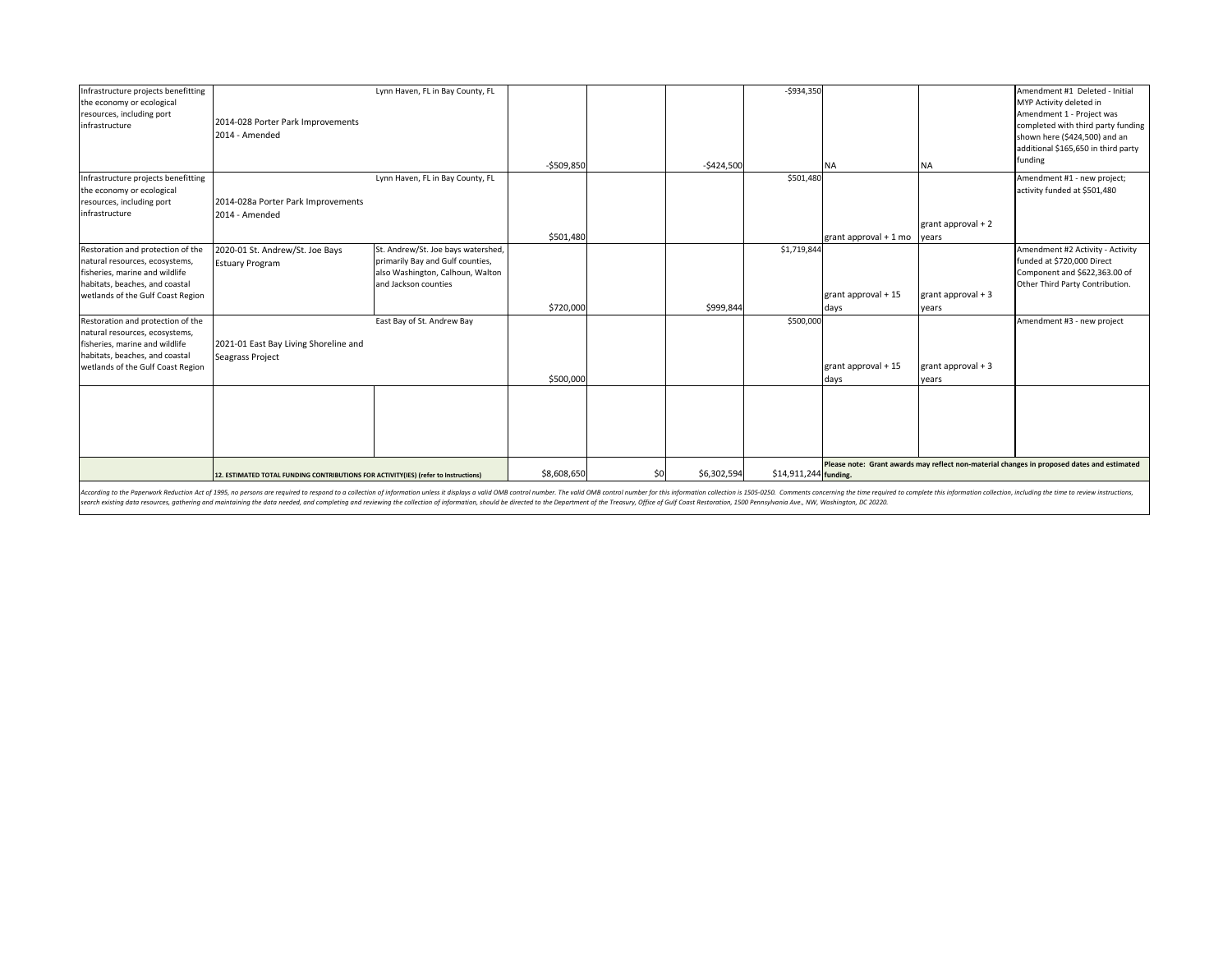| | | | | | | | | | |
|---|---|---|---|---|---|---|---|---|---|
| Infrastructure projects benefitting the economy or ecological resources, including port infrastructure | 2014-028 Porter Park Improvements 2014 - Amended | Lynn Haven, FL in Bay County, FL | -$509,850 | | -$424,500 | -$934,350 | NA | NA | Amendment #1 Deleted - Initial MYP Activity deleted in Amendment 1 - Project was completed with third party funding shown here ($424,500) and an additional $165,650 in third party funding |
| Infrastructure projects benefitting the economy or ecological resources, including port infrastructure | 2014-028a Porter Park Improvements 2014 - Amended | Lynn Haven, FL in Bay County, FL | $501,480 | | | $501,480 | grant approval + 1 mo | grant approval + 2 years | Amendment #1 - new project; activity funded at $501,480 |
| Restoration and protection of the natural resources, ecosystems, fisheries, marine and wildlife habitats, beaches, and coastal wetlands of the Gulf Coast Region | 2020-01 St. Andrew/St. Joe Bays Estuary Program | St. Andrew/St. Joe bays watershed, primarily Bay and Gulf counties, also Washington, Calhoun, Walton and Jackson counties | $720,000 | | $999,844 | $1,719,844 | grant approval + 15 days | grant approval + 3 years | Amendment #2 Activity - Activity funded at $720,000 Direct Component and $622,363.00 of Other Third Party Contribution. |
| Restoration and protection of the natural resources, ecosystems, fisheries, marine and wildlife habitats, beaches, and coastal wetlands of the Gulf Coast Region | 2021-01 East Bay Living Shoreline and Seagrass Project | East Bay of St. Andrew Bay | $500,000 | | | $500,000 | grant approval + 15 days | grant approval + 3 years | Amendment #3 - new project |
| | | | | | | | | | |
| | **12. ESTIMATED TOTAL FUNDING CONTRIBUTIONS FOR ACTIVITY(IES) (refer to Instructions)** | | $8,608,650 | $0 | $6,302,594 | $14,911,244 | **Please note: Grant awards may reflect non-material changes in proposed dates and estimated funding.** | | |

*According to the Paperwork Reduction Act of 1995, no persons are required to respond to a collection of information unless it displays a valid OMB control number. The valid OMB control number for this information collection is 1505-0250. Comments concerning the time required to complete this information collection, including the time to review instructions, search existing data resources, gathering and maintaining the data needed, and completing and reviewing the collection of information, should be directed to the Department of the Treasury, Office of Gulf Coast Restoration, 1500 Pennsylvania Ave., NW, Washington, DC 20220.*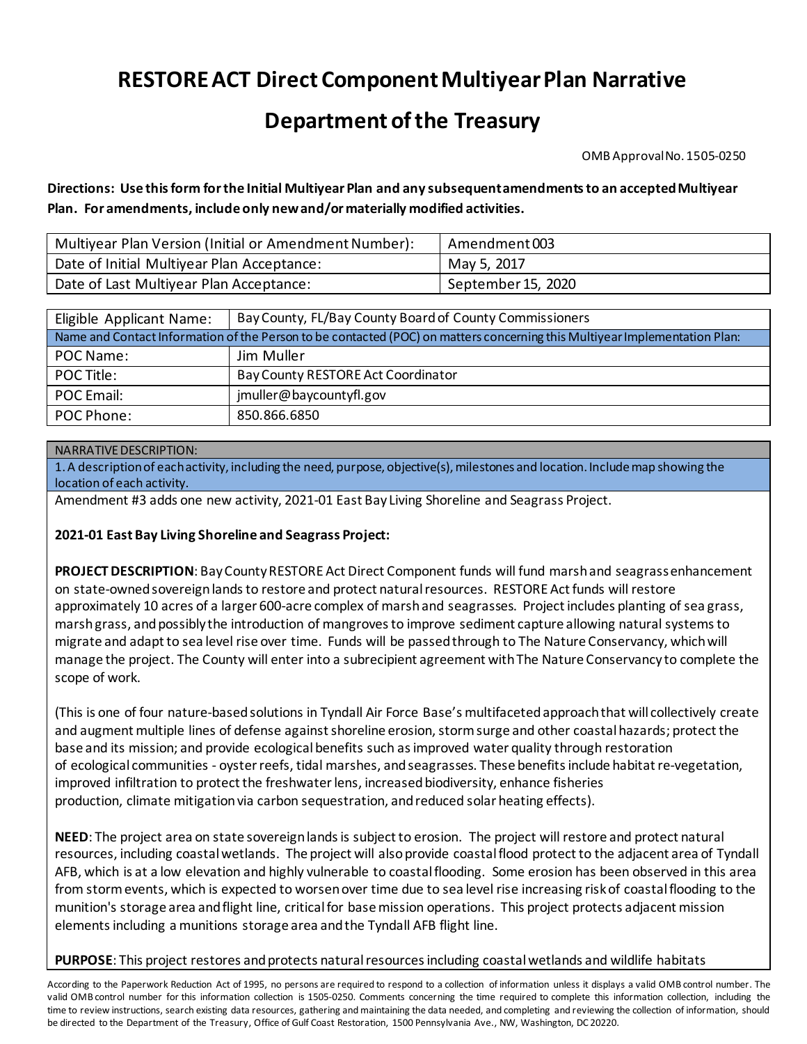# RESTORE ACT Direct Component Multiyear Plan Narrative

# Department of the Treasury

OMB Approval No. 1505-0250

**Directions: Use this form for the Initial Multiyear Plan and any subsequent amendments to an accepted Multiyear Plan. For amendments, include only new and/or materially modified activities.**

| Multiyear Plan Version (Initial or Amendment Number): | Amendment 003 |
|---|---|
| Date of Initial Multiyear Plan Acceptance: | May 5, 2017 |
| Date of Last Multiyear Plan Acceptance: | September 15, 2020 |

| Eligible Applicant Name: | Bay County, FL/Bay County Board of County Commissioners |
|---|---|
| Name and Contact Information of the Person to be contacted (POC) on matters concerning this Multiyear Implementation Plan: | |
| POC Name: | Jim Muller |
| POC Title: | Bay County RESTORE Act Coordinator |
| POC Email: | jmuller@baycountyfl.gov |
| POC Phone: | 850.866.6850 |

NARRATIVE DESCRIPTION:

1. A description of each activity, including the need, purpose, objective(s), milestones and location. Include map showing the location of each activity.

Amendment #3 adds one new activity, 2021-01 East Bay Living Shoreline and Seagrass Project.

**2021-01 East Bay Living Shoreline and Seagrass Project:**

**PROJECT DESCRIPTION**: Bay County RESTORE Act Direct Component funds will fund marsh and seagrass enhancement on state-owned sovereign lands to restore and protect natural resources. RESTORE Act funds will restore approximately 10 acres of a larger 600-acre complex of marsh and seagrasses. Project includes planting of sea grass, marsh grass, and possibly the introduction of mangroves to improve sediment capture allowing natural systems to migrate and adapt to sea level rise over time. Funds will be passed through to The Nature Conservancy, which will manage the project. The County will enter into a subrecipient agreement with The Nature Conservancy to complete the scope of work.

(This is one of four nature-based solutions in Tyndall Air Force Base's multifaceted approach that will collectively create and augment multiple lines of defense against shoreline erosion, storm surge and other coastal hazards; protect the base and its mission; and provide ecological benefits such as improved water quality through restoration of ecological communities - oyster reefs, tidal marshes, and seagrasses. These benefits include habitat re-vegetation, improved infiltration to protect the freshwater lens, increased biodiversity, enhance fisheries production, climate mitigation via carbon sequestration, and reduced solar heating effects).

**NEED**: The project area on state sovereign lands is subject to erosion. The project will restore and protect natural resources, including coastal wetlands. The project will also provide coastal flood protect to the adjacent area of Tyndall AFB, which is at a low elevation and highly vulnerable to coastal flooding. Some erosion has been observed in this area from storm events, which is expected to worsen over time due to sea level rise increasing risk of coastal flooding to the munition's storage area and flight line, critical for base mission operations. This project protects adjacent mission elements including a munitions storage area and the Tyndall AFB flight line.

**PURPOSE**: This project restores and protects natural resources including coastal wetlands and wildlife habitats

According to the Paperwork Reduction Act of 1995, no persons are required to respond to a collection of information unless it displays a valid OMB control number. The valid OMB control number for this information collection is 1505-0250. Comments concerning the time required to complete this information collection, including the time to review instructions, search existing data resources, gathering and maintaining the data needed, and completing and reviewing the collection of information, should be directed to the Department of the Treasury, Office of Gulf Coast Restoration, 1500 Pennsylvania Ave., NW, Washington, DC 20220.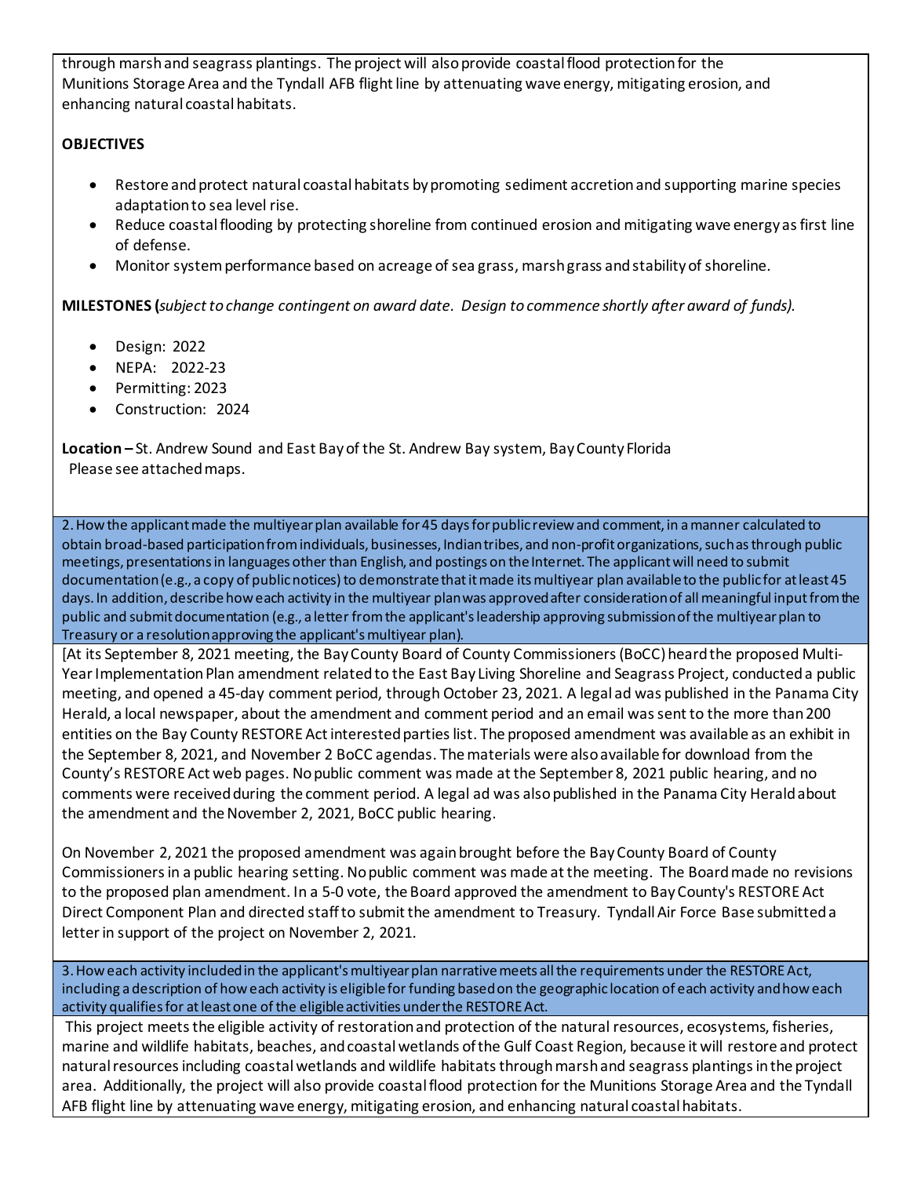through marsh and seagrass plantings. The project will also provide coastal flood protection for the Munitions Storage Area and the Tyndall AFB flight line by attenuating wave energy, mitigating erosion, and enhancing natural coastal habitats.

**OBJECTIVES**

- Restore and protect natural coastal habitats by promoting sediment accretion and supporting marine species adaptation to sea level rise.
- Reduce coastal flooding by protecting shoreline from continued erosion and mitigating wave energy as first line of defense.
- Monitor system performance based on acreage of sea grass, marsh grass and stability of shoreline.

**MILESTONES (***subject to change contingent on award date. Design to commence shortly after award of funds).*

- Design: 2022
- NEPA: 2022-23
- Permitting: 2023
- Construction: 2024

**Location –** St. Andrew Sound and East Bay of the St. Andrew Bay system, Bay County Florida
Please see attached maps.

2. How the applicant made the multiyear plan available for 45 days for public review and comment, in a manner calculated to obtain broad-based participation from individuals, businesses, Indian tribes, and non-profit organizations, such as through public meetings, presentations in languages other than English, and postings on the Internet. The applicant will need to submit documentation (e.g., a copy of public notices) to demonstrate that it made its multiyear plan available to the public for at least 45 days. In addition, describe how each activity in the multiyear plan was approved after consideration of all meaningful input from the public and submit documentation (e.g., a letter from the applicant's leadership approving submission of the multiyear plan to Treasury or a resolution approving the applicant's multiyear plan).

[At its September 8, 2021 meeting, the Bay County Board of County Commissioners (BoCC) heard the proposed Multi-Year Implementation Plan amendment related to the East Bay Living Shoreline and Seagrass Project, conducted a public meeting, and opened a 45-day comment period, through October 23, 2021. A legal ad was published in the Panama City Herald, a local newspaper, about the amendment and comment period and an email was sent to the more than 200 entities on the Bay County RESTORE Act interested parties list. The proposed amendment was available as an exhibit in the September 8, 2021, and November 2 BoCC agendas. The materials were also available for download from the County's RESTORE Act web pages. No public comment was made at the September 8, 2021 public hearing, and no comments were received during the comment period. A legal ad was also published in the Panama City Herald about the amendment and the November 2, 2021, BoCC public hearing.

On November 2, 2021 the proposed amendment was again brought before the Bay County Board of County Commissioners in a public hearing setting. No public comment was made at the meeting. The Board made no revisions to the proposed plan amendment. In a 5-0 vote, the Board approved the amendment to Bay County's RESTORE Act Direct Component Plan and directed staff to submit the amendment to Treasury. Tyndall Air Force Base submitted a letter in support of the project on November 2, 2021.

3. How each activity included in the applicant's multiyear plan narrative meets all the requirements under the RESTORE Act, including a description of how each activity is eligible for funding based on the geographic location of each activity and how each activity qualifies for at least one of the eligible activities under the RESTORE Act.

This project meets the eligible activity of restoration and protection of the natural resources, ecosystems, fisheries, marine and wildlife habitats, beaches, and coastal wetlands of the Gulf Coast Region, because it will restore and protect natural resources including coastal wetlands and wildlife habitats through marsh and seagrass plantings in the project area. Additionally, the project will also provide coastal flood protection for the Munitions Storage Area and the Tyndall AFB flight line by attenuating wave energy, mitigating erosion, and enhancing natural coastal habitats.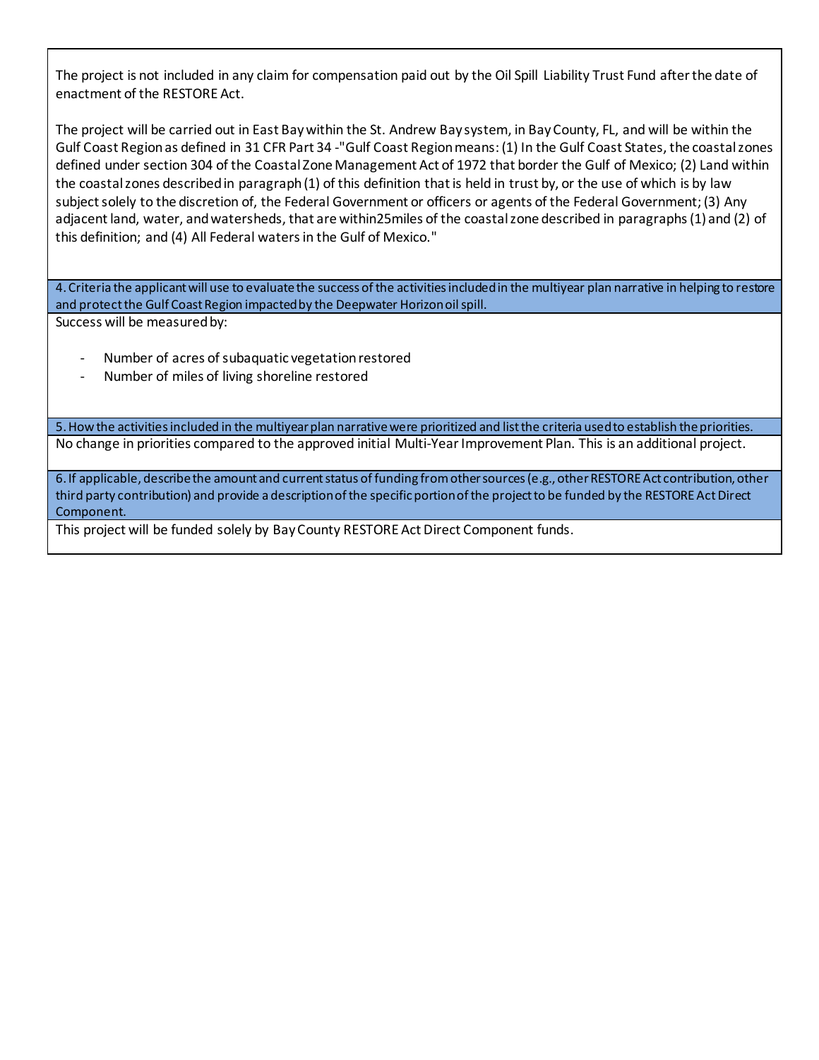The project is not included in any claim for compensation paid out by the Oil Spill Liability Trust Fund after the date of enactment of the RESTORE Act.

The project will be carried out in East Bay within the St. Andrew Bay system, in Bay County, FL, and will be within the Gulf Coast Region as defined in 31 CFR Part 34 -"Gulf Coast Region means: (1) In the Gulf Coast States, the coastal zones defined under section 304 of the Coastal Zone Management Act of 1972 that border the Gulf of Mexico; (2) Land within the coastal zones described in paragraph (1) of this definition that is held in trust by, or the use of which is by law subject solely to the discretion of, the Federal Government or officers or agents of the Federal Government; (3) Any adjacent land, water, and watersheds, that are within25miles of the coastal zone described in paragraphs (1) and (2) of this definition; and (4) All Federal waters in the Gulf of Mexico."

**4. Criteria the applicant will use to evaluate the success of the activities included in the multiyear plan narrative in helping to restore and protect the Gulf Coast Region impacted by the Deepwater Horizon oil spill.**

Success will be measured by:

- Number of acres of subaquatic vegetation restored
- Number of miles of living shoreline restored

**5. How the activities included in the multiyear plan narrative were prioritized and list the criteria used to establish the priorities.**

No change in priorities compared to the approved initial Multi-Year Improvement Plan. This is an additional project.

**6. If applicable, describe the amount and current status of funding from other sources (e.g., other RESTORE Act contribution, other third party contribution) and provide a description of the specific portion of the project to be funded by the RESTORE Act Direct Component.**

This project will be funded solely by Bay County RESTORE Act Direct Component funds.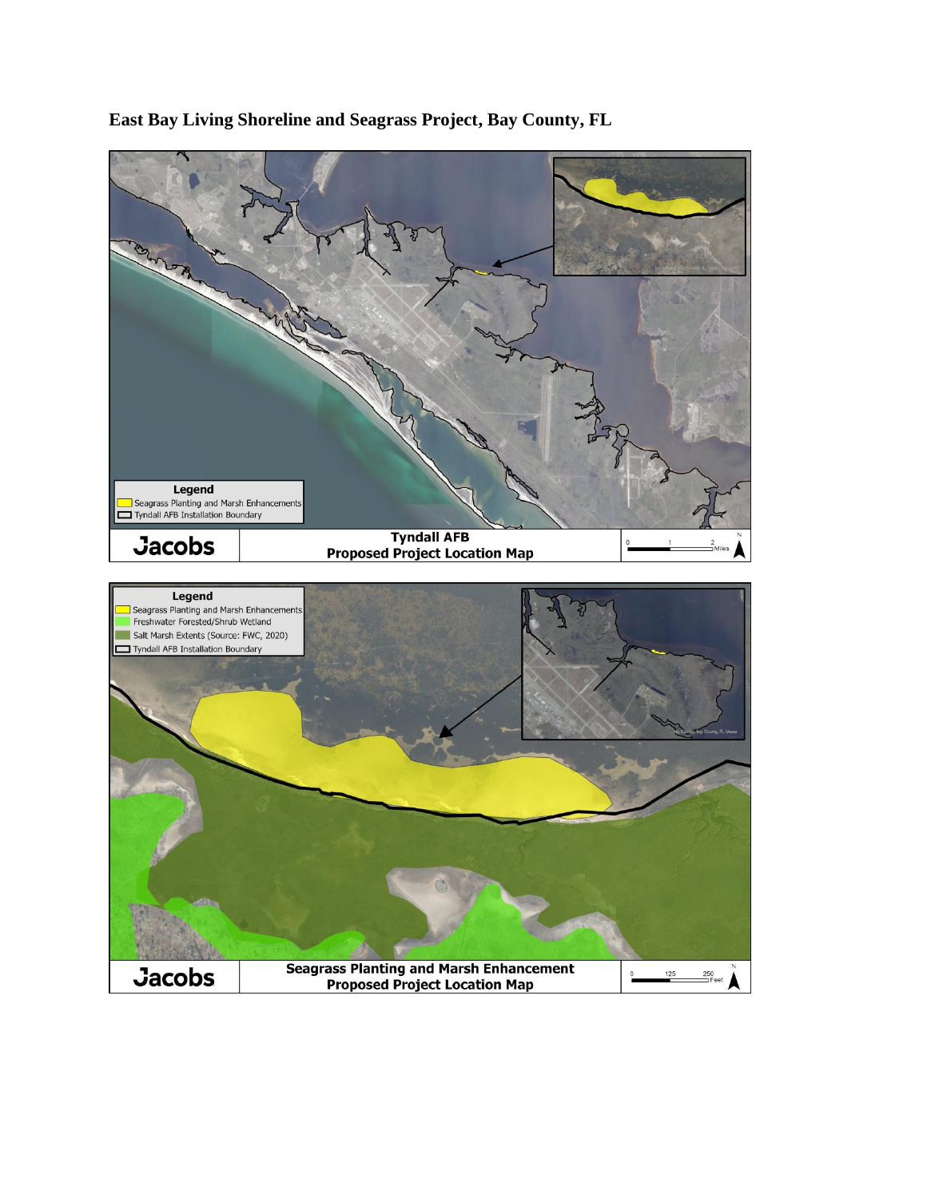**East Bay Living Shoreline and Seagrass Project, Bay County, FL**

Legend
Seagrass Planting and Marsh Enhancements
Tyndall AFB Installation Boundary

Jacobs

Tyndall AFB
Proposed Project Location Map

0 1 2 Miles

N

Legend
Seagrass Planting and Marsh Enhancements
Freshwater Forested/Shrub Wetland
Salt Marsh Extents (Source: FWC, 2020)
Tyndall AFB Installation Boundary

Jacobs

Seagrass Planting and Marsh Enhancement
Proposed Project Location Map

0 125 250 Feet

N